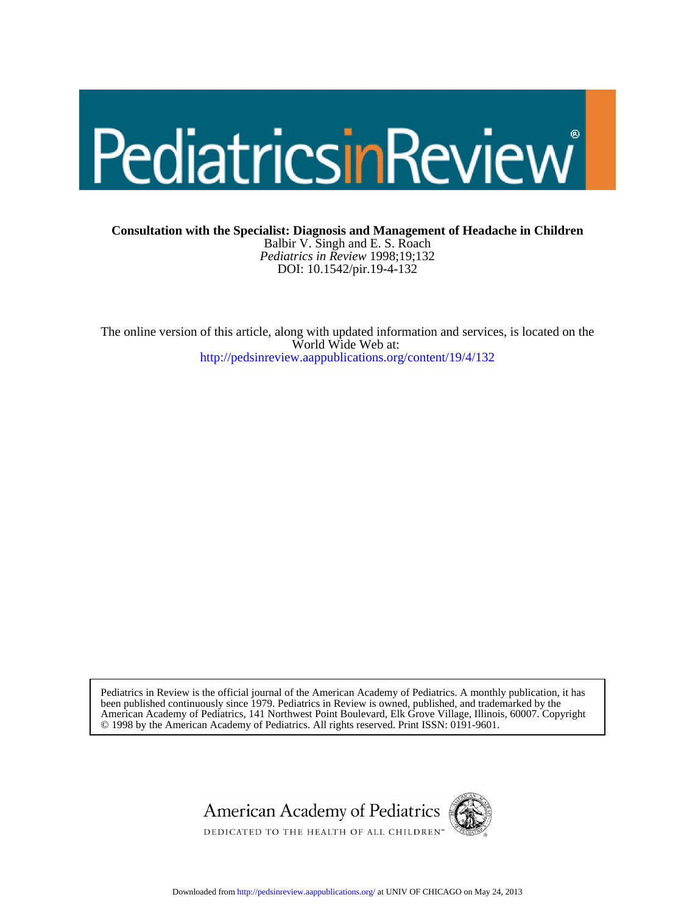**Consultation with the Specialist: Diagnosis and Management of Headache in Children**

Balbir V. Singh and E. S. Roach

*Pediatrics in Review* 1998;19;132

DOI: 10.1542/pir.19-4-132

The online version of this article, along with updated information and services, is located on the World Wide Web at:

http://pedsinreview.aappublications.org/content/19/4/132

Pediatrics in Review is the official journal of the American Academy of Pediatrics. A monthly publication, it has been published continuously since 1979. Pediatrics in Review is owned, published, and trademarked by the American Academy of Pediatrics, 141 Northwest Point Boulevard, Elk Grove Village, Illinois, 60007. Copyright © 1998 by the American Academy of Pediatrics. All rights reserved. Print ISSN: 0191-9601.

American Academy of Pediatrics

DEDICATED TO THE HEALTH OF ALL CHILDREN™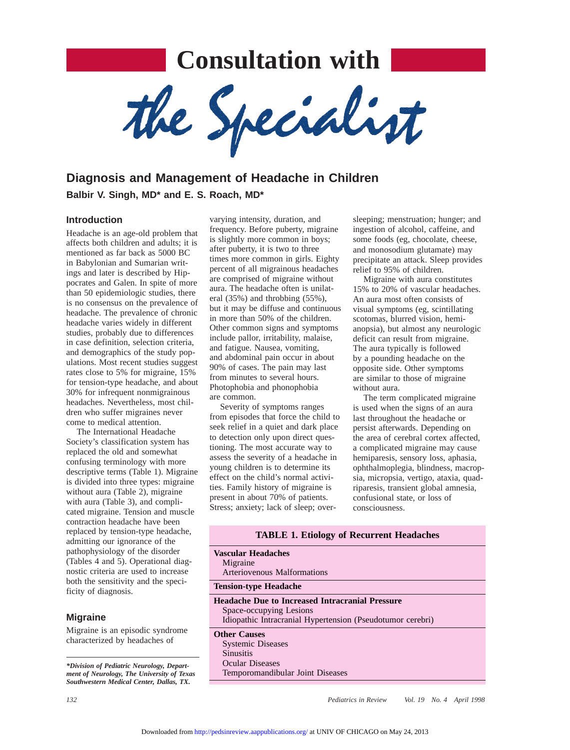# Consultation with the Specialist

## Diagnosis and Management of Headache in Children

**Balbir V. Singh, MD\* and E. S. Roach, MD\***

### Introduction

Headache is an age-old problem that affects both children and adults; it is mentioned as far back as 5000 BC in Babylonian and Sumarian writings and later is described by Hippocrates and Galen. In spite of more than 50 epidemiologic studies, there is no consensus on the prevalence of headache. The prevalence of chronic headache varies widely in different studies, probably due to differences in case definition, selection criteria, and demographics of the study populations. Most recent studies suggest rates close to 5% for migraine, 15% for tension-type headache, and about 30% for infrequent nonmigrainous headaches. Nevertheless, most children who suffer migraines never come to medical attention.

The International Headache Society's classification system has replaced the old and somewhat confusing terminology with more descriptive terms (Table 1). Migraine is divided into three types: migraine without aura (Table 2), migraine with aura (Table 3), and complicated migraine. Tension and muscle contraction headache have been replaced by tension-type headache, admitting our ignorance of the pathophysiology of the disorder (Tables 4 and 5). Operational diagnostic criteria are used to increase both the sensitivity and the specificity of diagnosis.

### Migraine

Migraine is an episodic syndrome characterized by headaches of varying intensity, duration, and frequency. Before puberty, migraine is slightly more common in boys; after puberty, it is two to three times more common in girls. Eighty percent of all migrainous headaches are comprised of migraine without aura. The headache often is unilateral (35%) and throbbing (55%), but it may be diffuse and continuous in more than 50% of the children. Other common signs and symptoms include pallor, irritability, malaise, and fatigue. Nausea, vomiting, and abdominal pain occur in about 90% of cases. The pain may last from minutes to several hours. Photophobia and phonophobia are common.

Severity of symptoms ranges from episodes that force the child to seek relief in a quiet and dark place to detection only upon direct questioning. The most accurate way to assess the severity of a headache in young children is to determine its effect on the child's normal activities. Family history of migraine is present in about 70% of patients. Stress; anxiety; lack of sleep; oversleeping; menstruation; hunger; and ingestion of alcohol, caffeine, and some foods (eg, chocolate, cheese, and monosodium glutamate) may precipitate an attack. Sleep provides relief to 95% of children.

Migraine with aura constitutes 15% to 20% of vascular headaches. An aura most often consists of visual symptoms (eg, scintillating scotomas, blurred vision, hemianopsia), but almost any neurologic deficit can result from migraine. The aura typically is followed by a pounding headache on the opposite side. Other symptoms are similar to those of migraine without aura.

The term complicated migraine is used when the signs of an aura last throughout the headache or persist afterwards. Depending on the area of cerebral cortex affected, a complicated migraine may cause hemiparesis, sensory loss, aphasia, ophthalmoplegia, blindness, macropsia, micropsia, vertigo, ataxia, quadriparesis, transient global amnesia, confusional state, or loss of consciousness.

| TABLE 1. Etiology of Recurrent Headaches |
|---|
| **Vascular Headaches** |
| Migraine |
| Arteriovenous Malformations |
| **Tension-type Headache** |
| **Headache Due to Increased Intracranial Pressure** |
| Space-occupying Lesions |
| Idiopathic Intracranial Hypertension (Pseudotumor cerebri) |
| **Other Causes** |
| Systemic Diseases |
| Sinusitis |
| Ocular Diseases |
| Temporomandibular Joint Diseases |

*\*Division of Pediatric Neurology, Department of Neurology, The University of Texas Southwestern Medical Center, Dallas, TX.*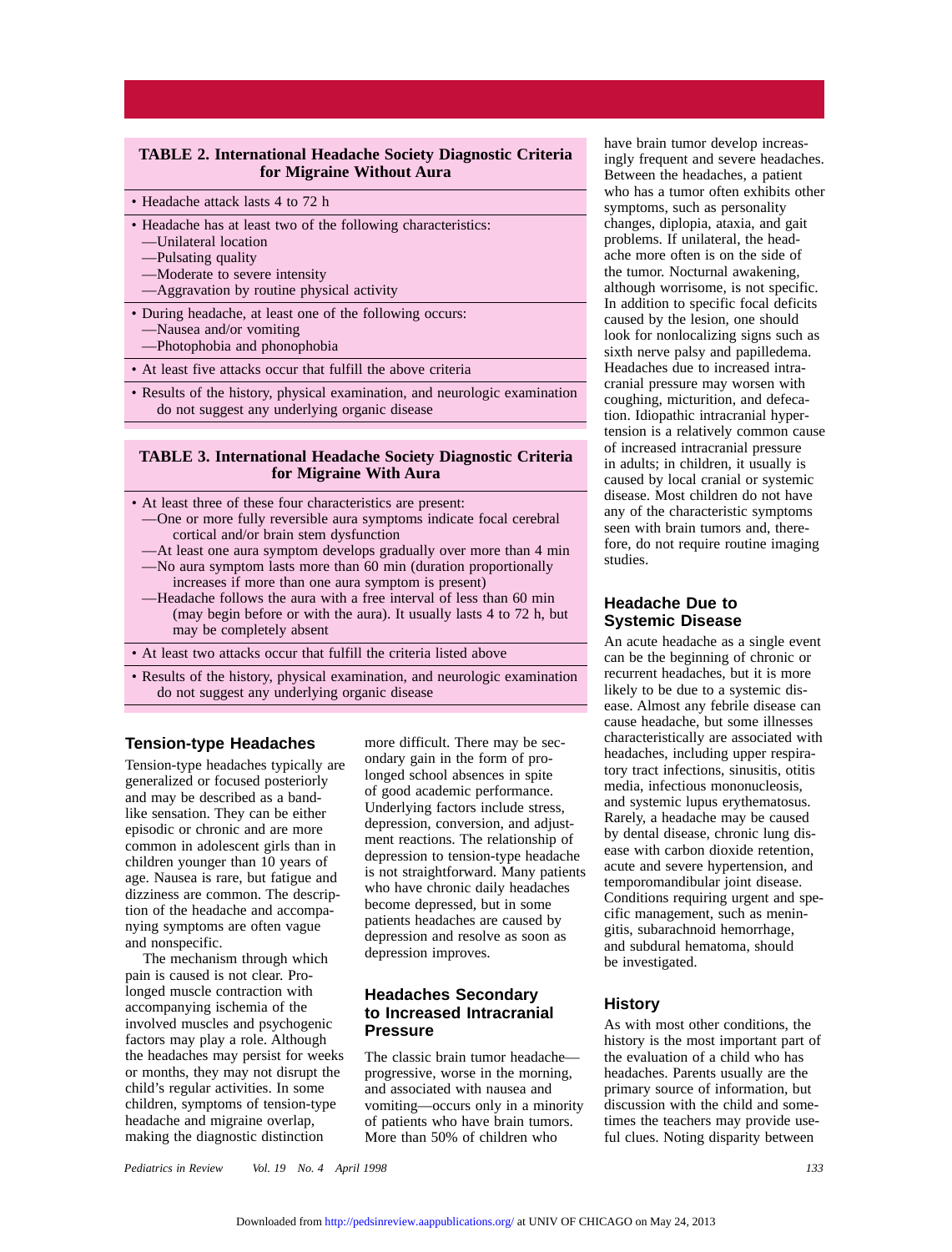**TABLE 2. International Headache Society Diagnostic Criteria for Migraine Without Aura**

- Headache attack lasts 4 to 72 h
- Headache has at least two of the following characteristics:
  - —Unilateral location
  - —Pulsating quality
  - —Moderate to severe intensity
  - —Aggravation by routine physical activity
- During headache, at least one of the following occurs:
  - —Nausea and/or vomiting
  - —Photophobia and phonophobia
- At least five attacks occur that fulfill the above criteria
- Results of the history, physical examination, and neurologic examination do not suggest any underlying organic disease

**TABLE 3. International Headache Society Diagnostic Criteria for Migraine With Aura**

- At least three of these four characteristics are present:
  - —One or more fully reversible aura symptoms indicate focal cerebral cortical and/or brain stem dysfunction
  - —At least one aura symptom develops gradually over more than 4 min
  - —No aura symptom lasts more than 60 min (duration proportionally increases if more than one aura symptom is present)
  - —Headache follows the aura with a free interval of less than 60 min (may begin before or with the aura). It usually lasts 4 to 72 h, but may be completely absent
- At least two attacks occur that fulfill the criteria listed above
- Results of the history, physical examination, and neurologic examination do not suggest any underlying organic disease

## Tension-type Headaches

Tension-type headaches typically are generalized or focused posteriorly and may be described as a band-like sensation. They can be either episodic or chronic and are more common in adolescent girls than in children younger than 10 years of age. Nausea is rare, but fatigue and dizziness are common. The description of the headache and accompanying symptoms are often vague and nonspecific.

The mechanism through which pain is caused is not clear. Prolonged muscle contraction with accompanying ischemia of the involved muscles and psychogenic factors may play a role. Although the headaches may persist for weeks or months, they may not disrupt the child's regular activities. In some children, symptoms of tension-type headache and migraine overlap, making the diagnostic distinction more difficult. There may be secondary gain in the form of prolonged school absences in spite of good academic performance. Underlying factors include stress, depression, conversion, and adjustment reactions. The relationship of depression to tension-type headache is not straightforward. Many patients who have chronic daily headaches become depressed, but in some patients headaches are caused by depression and resolve as soon as depression improves.

## Headaches Secondary to Increased Intracranial Pressure

The classic brain tumor headache—progressive, worse in the morning, and associated with nausea and vomiting—occurs only in a minority of patients who have brain tumors. More than 50% of children who have brain tumor develop increasingly frequent and severe headaches. Between the headaches, a patient who has a tumor often exhibits other symptoms, such as personality changes, diplopia, ataxia, and gait problems. If unilateral, the headache more often is on the side of the tumor. Nocturnal awakening, although worrisome, is not specific. In addition to specific focal deficits caused by the lesion, one should look for nonlocalizing signs such as sixth nerve palsy and papilledema. Headaches due to increased intracranial pressure may worsen with coughing, micturition, and defecation. Idiopathic intracranial hypertension is a relatively common cause of increased intracranial pressure in adults; in children, it usually is caused by local cranial or systemic disease. Most children do not have any of the characteristic symptoms seen with brain tumors and, therefore, do not require routine imaging studies.

## Headache Due to Systemic Disease

An acute headache as a single event can be the beginning of chronic or recurrent headaches, but it is more likely to be due to a systemic disease. Almost any febrile disease can cause headache, but some illnesses characteristically are associated with headaches, including upper respiratory tract infections, sinusitis, otitis media, infectious mononucleosis, and systemic lupus erythematosus. Rarely, a headache may be caused by dental disease, chronic lung disease with carbon dioxide retention, acute and severe hypertension, and temporomandibular joint disease. Conditions requiring urgent and specific management, such as meningitis, subarachnoid hemorrhage, and subdural hematoma, should be investigated.

## History

As with most other conditions, the history is the most important part of the evaluation of a child who has headaches. Parents usually are the primary source of information, but discussion with the child and sometimes the teachers may provide useful clues. Noting disparity between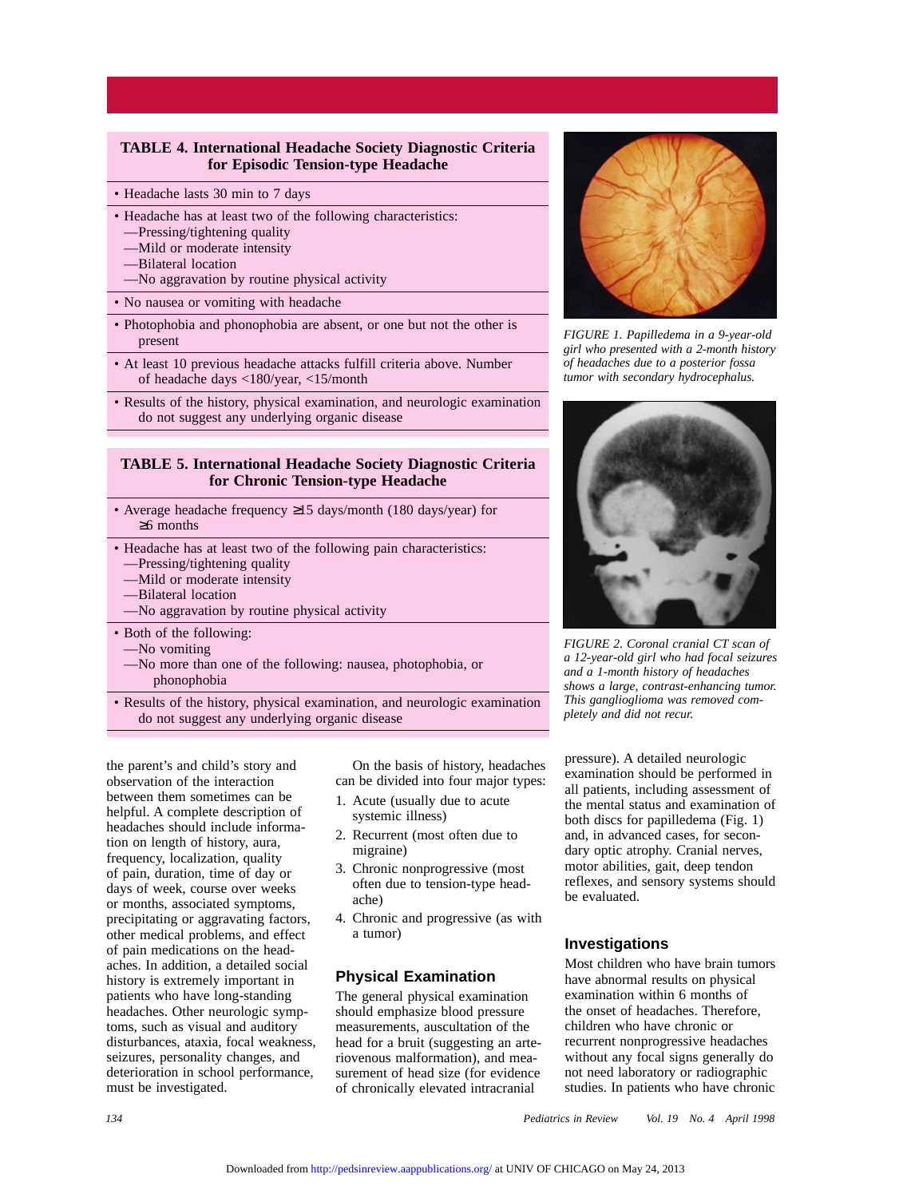**TABLE 4. International Headache Society Diagnostic Criteria for Episodic Tension-type Headache**

- Headache lasts 30 min to 7 days
- Headache has at least two of the following characteristics:
  - —Pressing/tightening quality
  - —Mild or moderate intensity
  - —Bilateral location
  - —No aggravation by routine physical activity
- No nausea or vomiting with headache
- Photophobia and phonophobia are absent, or one but not the other is present
- At least 10 previous headache attacks fulfill criteria above. Number of headache days <180/year, <15/month
- Results of the history, physical examination, and neurologic examination do not suggest any underlying organic disease

**TABLE 5. International Headache Society Diagnostic Criteria for Chronic Tension-type Headache**

- Average headache frequency ≥15 days/month (180 days/year) for ≥6 months
- Headache has at least two of the following pain characteristics:
  - —Pressing/tightening quality
  - —Mild or moderate intensity
  - —Bilateral location
  - —No aggravation by routine physical activity
- Both of the following:
  - —No vomiting
  - —No more than one of the following: nausea, photophobia, or phonophobia
- Results of the history, physical examination, and neurologic examination do not suggest any underlying organic disease

*FIGURE 1. Papilledema in a 9-year-old girl who presented with a 2-month history of headaches due to a posterior fossa tumor with secondary hydrocephalus.*

*FIGURE 2. Coronal cranial CT scan of a 12-year-old girl who had focal seizures and a 1-month history of headaches shows a large, contrast-enhancing tumor. This ganglioglioma was removed completely and did not recur.*

the parent's and child's story and observation of the interaction between them sometimes can be helpful. A complete description of headaches should include information on length of history, aura, frequency, localization, quality of pain, duration, time of day or days of week, course over weeks or months, associated symptoms, precipitating or aggravating factors, other medical problems, and effect of pain medications on the headaches. In addition, a detailed social history is extremely important in patients who have long-standing headaches. Other neurologic symptoms, such as visual and auditory disturbances, ataxia, focal weakness, seizures, personality changes, and deterioration in school performance, must be investigated.

On the basis of history, headaches can be divided into four major types:

1. Acute (usually due to acute systemic illness)
2. Recurrent (most often due to migraine)
3. Chronic nonprogressive (most often due to tension-type headache)
4. Chronic and progressive (as with a tumor)

## Physical Examination

The general physical examination should emphasize blood pressure measurements, auscultation of the head for a bruit (suggesting an arteriovenous malformation), and measurement of head size (for evidence of chronically elevated intracranial pressure). A detailed neurologic examination should be performed in all patients, including assessment of the mental status and examination of both discs for papilledema (Fig. 1) and, in advanced cases, for secondary optic atrophy. Cranial nerves, motor abilities, gait, deep tendon reflexes, and sensory systems should be evaluated.

## Investigations

Most children who have brain tumors have abnormal results on physical examination within 6 months of the onset of headaches. Therefore, children who have chronic or recurrent nonprogressive headaches without any focal signs generally do not need laboratory or radiographic studies. In patients who have chronic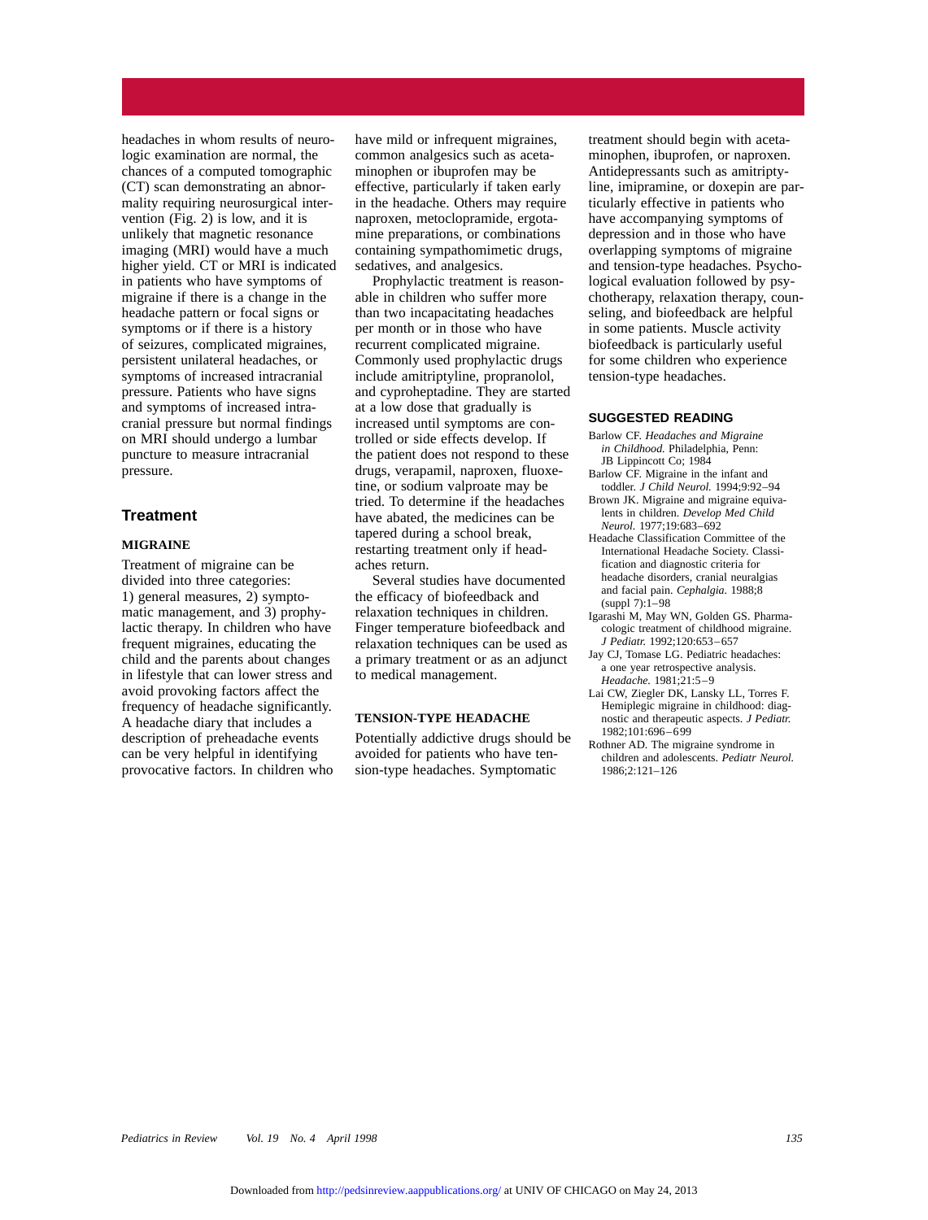headaches in whom results of neurologic examination are normal, the chances of a computed tomographic (CT) scan demonstrating an abnormality requiring neurosurgical intervention (Fig. 2) is low, and it is unlikely that magnetic resonance imaging (MRI) would have a much higher yield. CT or MRI is indicated in patients who have symptoms of migraine if there is a change in the headache pattern or focal signs or symptoms or if there is a history of seizures, complicated migraines, persistent unilateral headaches, or symptoms of increased intracranial pressure. Patients who have signs and symptoms of increased intracranial pressure but normal findings on MRI should undergo a lumbar puncture to measure intracranial pressure.

## Treatment

### MIGRAINE

Treatment of migraine can be divided into three categories: 1) general measures, 2) symptomatic management, and 3) prophylactic therapy. In children who have frequent migraines, educating the child and the parents about changes in lifestyle that can lower stress and avoid provoking factors affect the frequency of headache significantly. A headache diary that includes a description of preheadache events can be very helpful in identifying provocative factors. In children who have mild or infrequent migraines, common analgesics such as acetaminophen or ibuprofen may be effective, particularly if taken early in the headache. Others may require naproxen, metoclopramide, ergotamine preparations, or combinations containing sympathomimetic drugs, sedatives, and analgesics.

Prophylactic treatment is reasonable in children who suffer more than two incapacitating headaches per month or in those who have recurrent complicated migraine. Commonly used prophylactic drugs include amitriptyline, propranolol, and cyproheptadine. They are started at a low dose that gradually is increased until symptoms are controlled or side effects develop. If the patient does not respond to these drugs, verapamil, naproxen, fluoxetine, or sodium valproate may be tried. To determine if the headaches have abated, the medicines can be tapered during a school break, restarting treatment only if headaches return.

Several studies have documented the efficacy of biofeedback and relaxation techniques in children. Finger temperature biofeedback and relaxation techniques can be used as a primary treatment or as an adjunct to medical management.

### TENSION-TYPE HEADACHE

Potentially addictive drugs should be avoided for patients who have tension-type headaches. Symptomatic treatment should begin with acetaminophen, ibuprofen, or naproxen. Antidepressants such as amitriptyline, imipramine, or doxepin are particularly effective in patients who have accompanying symptoms of depression and in those who have overlapping symptoms of migraine and tension-type headaches. Psychological evaluation followed by psychotherapy, relaxation therapy, counseling, and biofeedback are helpful in some patients. Muscle activity biofeedback is particularly useful for some children who experience tension-type headaches.

## SUGGESTED READING

- Barlow CF. *Headaches and Migraine in Childhood.* Philadelphia, Penn: JB Lippincott Co; 1984
- Barlow CF. Migraine in the infant and toddler. *J Child Neurol.* 1994;9:92–94
- Brown JK. Migraine and migraine equivalents in children. *Develop Med Child Neurol.* 1977;19:683–692
- Headache Classification Committee of the International Headache Society. Classification and diagnostic criteria for headache disorders, cranial neuralgias and facial pain. *Cephalgia.* 1988;8 (suppl 7):1–98
- Igarashi M, May WN, Golden GS. Pharmacologic treatment of childhood migraine. *J Pediatr.* 1992;120:653–657
- Jay CJ, Tomase LG. Pediatric headaches: a one year retrospective analysis. *Headache.* 1981;21:5–9
- Lai CW, Ziegler DK, Lansky LL, Torres F. Hemiplegic migraine in childhood: diagnostic and therapeutic aspects. *J Pediatr.* 1982;101:696–699
- Rothner AD. The migraine syndrome in children and adolescents. *Pediatr Neurol.* 1986;2:121–126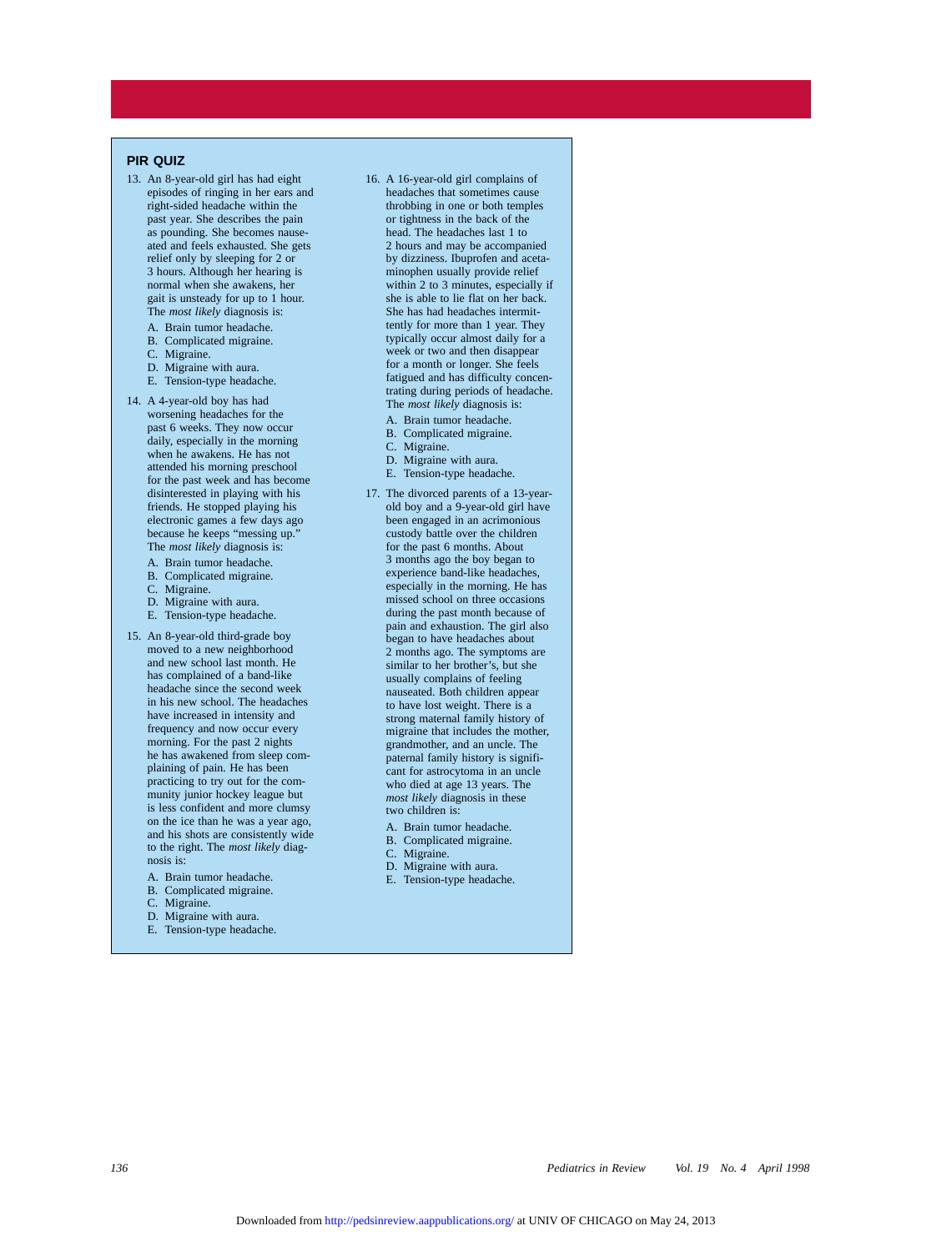## PIR QUIZ

13. An 8-year-old girl has had eight episodes of ringing in her ears and right-sided headache within the past year. She describes the pain as pounding. She becomes nauseated and feels exhausted. She gets relief only by sleeping for 2 or 3 hours. Although her hearing is normal when she awakens, her gait is unsteady for up to 1 hour. The *most likely* diagnosis is:
    - A. Brain tumor headache.
    - B. Complicated migraine.
    - C. Migraine.
    - D. Migraine with aura.
    - E. Tension-type headache.

14. A 4-year-old boy has had worsening headaches for the past 6 weeks. They now occur daily, especially in the morning when he awakens. He has not attended his morning preschool for the past week and has become disinterested in playing with his friends. He stopped playing his electronic games a few days ago because he keeps "messing up." The *most likely* diagnosis is:
    - A. Brain tumor headache.
    - B. Complicated migraine.
    - C. Migraine.
    - D. Migraine with aura.
    - E. Tension-type headache.

15. An 8-year-old third-grade boy moved to a new neighborhood and new school last month. He has complained of a band-like headache since the second week in his new school. The headaches have increased in intensity and frequency and now occur every morning. For the past 2 nights he has awakened from sleep complaining of pain. He has been practicing to try out for the community junior hockey league but is less confident and more clumsy on the ice than he was a year ago, and his shots are consistently wide to the right. The *most likely* diagnosis is:
    - A. Brain tumor headache.
    - B. Complicated migraine.
    - C. Migraine.
    - D. Migraine with aura.
    - E. Tension-type headache.

16. A 16-year-old girl complains of headaches that sometimes cause throbbing in one or both temples or tightness in the back of the head. The headaches last 1 to 2 hours and may be accompanied by dizziness. Ibuprofen and acetaminophen usually provide relief within 2 to 3 minutes, especially if she is able to lie flat on her back. She has had headaches intermittently for more than 1 year. They typically occur almost daily for a week or two and then disappear for a month or longer. She feels fatigued and has difficulty concentrating during periods of headache. The *most likely* diagnosis is:
    - A. Brain tumor headache.
    - B. Complicated migraine.
    - C. Migraine.
    - D. Migraine with aura.
    - E. Tension-type headache.

17. The divorced parents of a 13-year-old boy and a 9-year-old girl have been engaged in an acrimonious custody battle over the children for the past 6 months. About 3 months ago the boy began to experience band-like headaches, especially in the morning. He has missed school on three occasions during the past month because of pain and exhaustion. The girl also began to have headaches about 2 months ago. The symptoms are similar to her brother's, but she usually complains of feeling nauseated. Both children appear to have lost weight. There is a strong maternal family history of migraine that includes the mother, grandmother, and an uncle. The paternal family history is significant for astrocytoma in an uncle who died at age 13 years. The *most likely* diagnosis in these two children is:
    - A. Brain tumor headache.
    - B. Complicated migraine.
    - C. Migraine.
    - D. Migraine with aura.
    - E. Tension-type headache.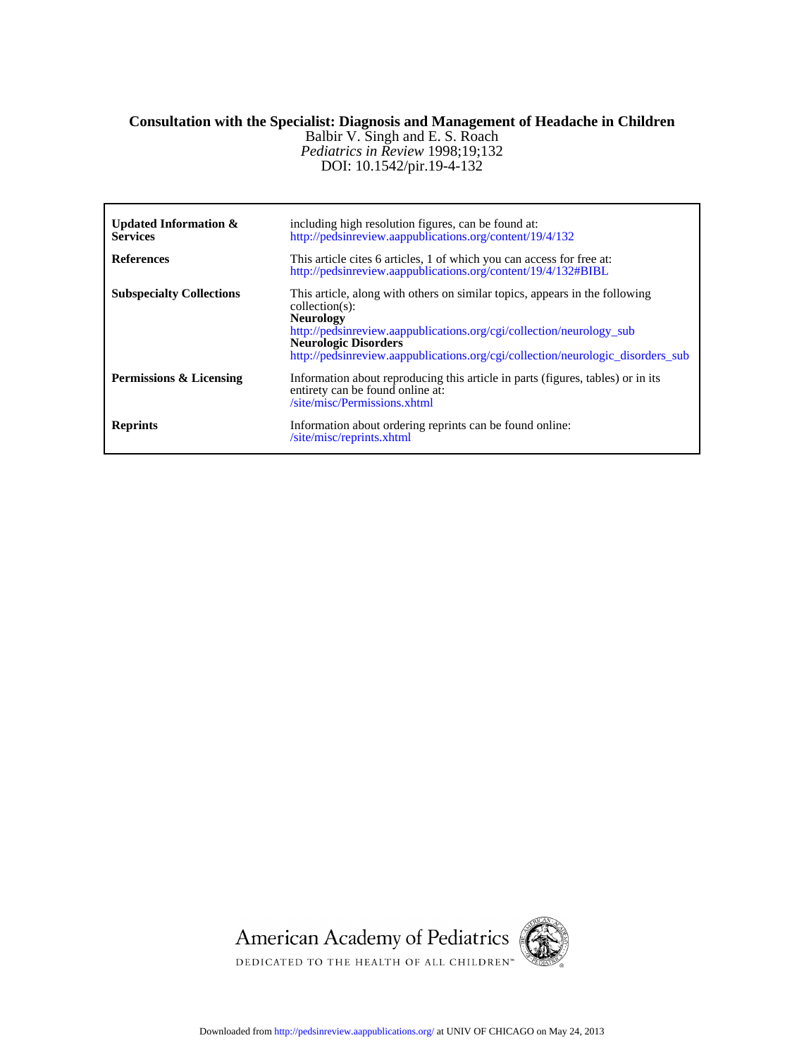**Consultation with the Specialist: Diagnosis and Management of Headache in Children**

Balbir V. Singh and E. S. Roach

*Pediatrics in Review* 1998;19;132

DOI: 10.1542/pir.19-4-132

| | |
|---|---|
| **Updated Information & Services** | including high resolution figures, can be found at: http://pedsinreview.aappublications.org/content/19/4/132 |
| **References** | This article cites 6 articles, 1 of which you can access for free at: http://pedsinreview.aappublications.org/content/19/4/132#BIBL |
| **Subspecialty Collections** | This article, along with others on similar topics, appears in the following collection(s): **Neurology** http://pedsinreview.aappublications.org/cgi/collection/neurology_sub **Neurologic Disorders** http://pedsinreview.aappublications.org/cgi/collection/neurologic_disorders_sub |
| **Permissions & Licensing** | Information about reproducing this article in parts (figures, tables) or in its entirety can be found online at: /site/misc/Permissions.xhtml |
| **Reprints** | Information about ordering reprints can be found online: /site/misc/reprints.xhtml |

American Academy of Pediatrics

DEDICATED TO THE HEALTH OF ALL CHILDREN™

Downloaded from http://pedsinreview.aappublications.org/ at UNIV OF CHICAGO on May 24, 2013